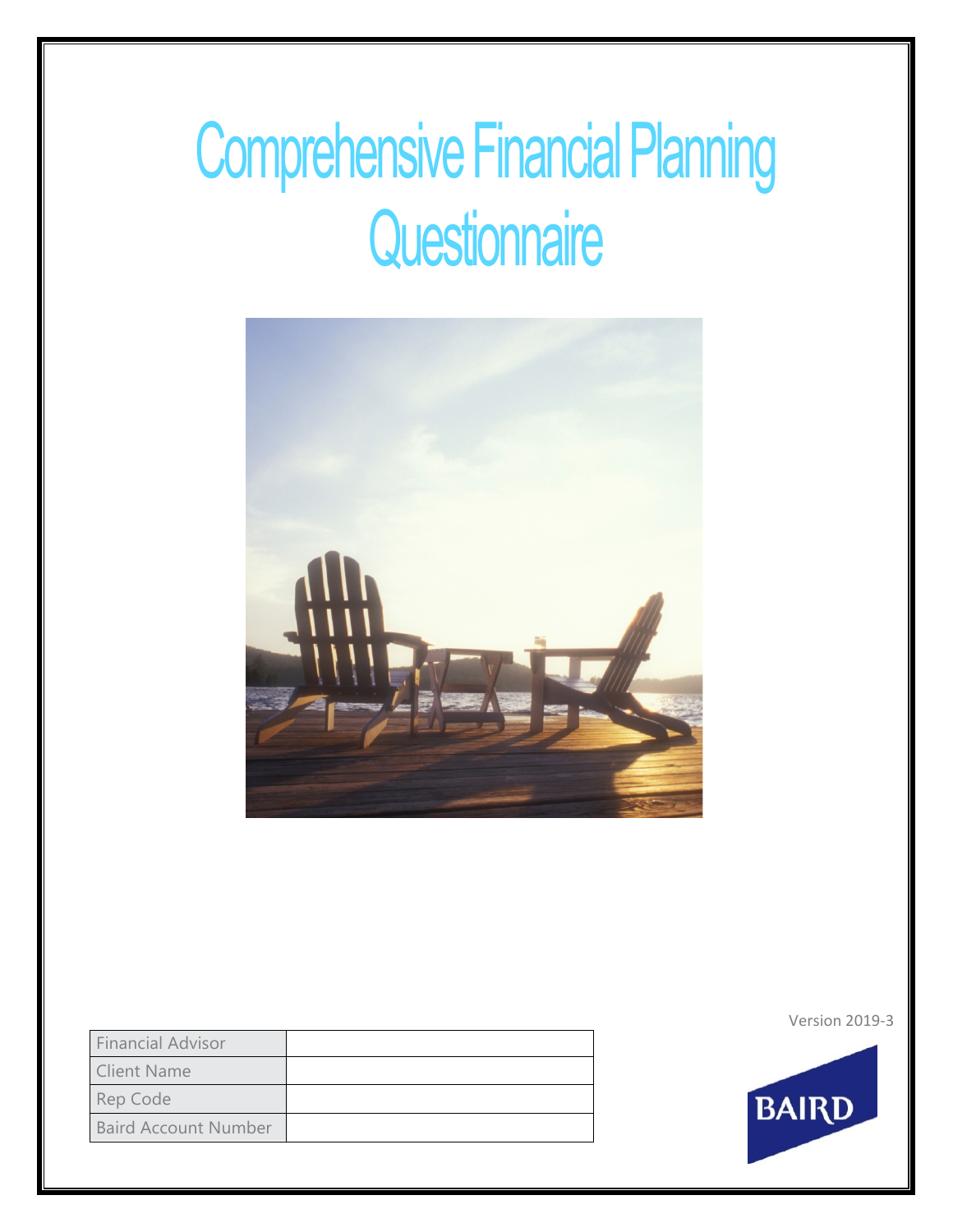# Comprehensive Financial Planning Questionnaire

Version 2019-3

| Financial Advisor | |
|---|---|
| Client Name | |
| Rep Code | |
| Baird Account Number | |

BAIRD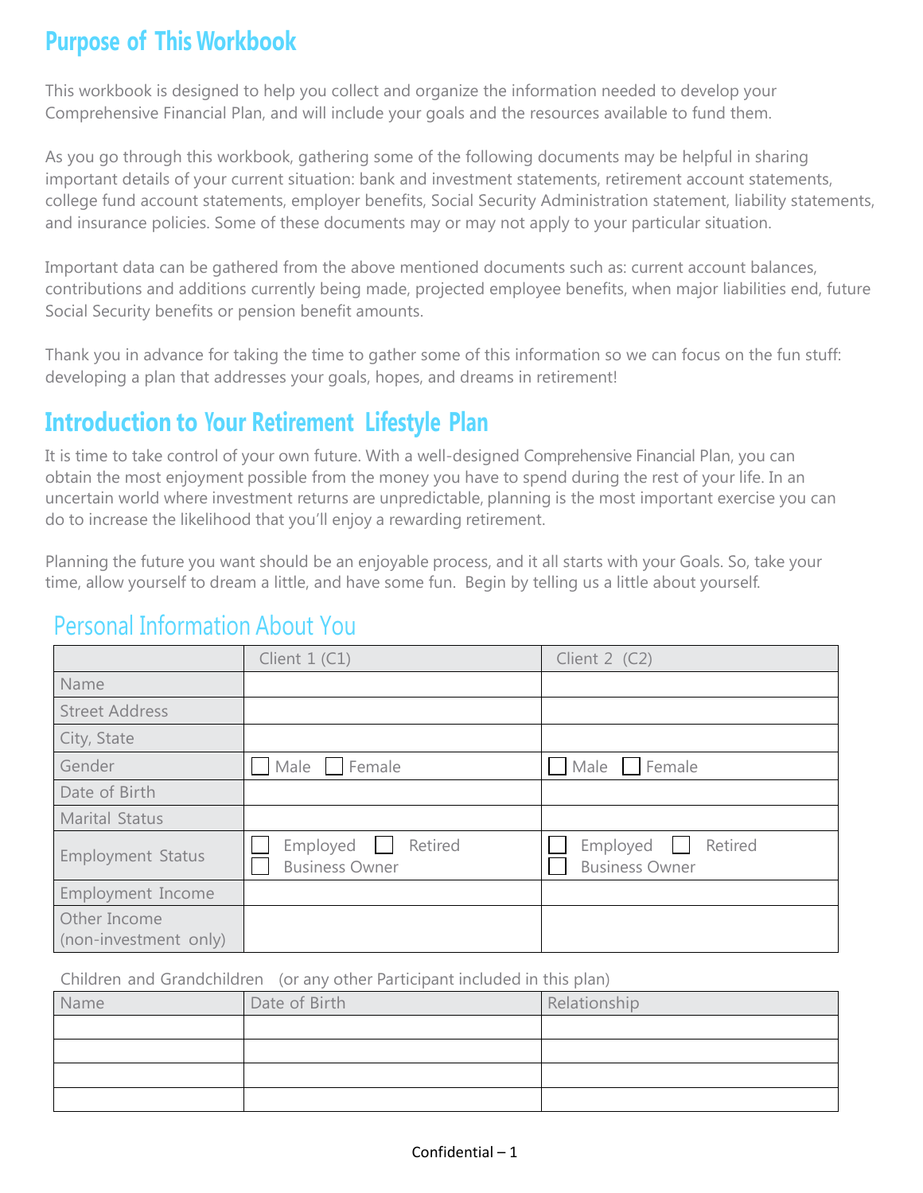## Purpose of This Workbook

This workbook is designed to help you collect and organize the information needed to develop your Comprehensive Financial Plan, and will include your goals and the resources available to fund them.

As you go through this workbook, gathering some of the following documents may be helpful in sharing important details of your current situation: bank and investment statements, retirement account statements, college fund account statements, employer benefits, Social Security Administration statement, liability statements, and insurance policies. Some of these documents may or may not apply to your particular situation.

Important data can be gathered from the above mentioned documents such as: current account balances, contributions and additions currently being made, projected employee benefits, when major liabilities end, future Social Security benefits or pension benefit amounts.

Thank you in advance for taking the time to gather some of this information so we can focus on the fun stuff: developing a plan that addresses your goals, hopes, and dreams in retirement!

## Introduction to Your Retirement Lifestyle Plan

It is time to take control of your own future. With a well-designed Comprehensive Financial Plan, you can obtain the most enjoyment possible from the money you have to spend during the rest of your life. In an uncertain world where investment returns are unpredictable, planning is the most important exercise you can do to increase the likelihood that you'll enjoy a rewarding retirement.

Planning the future you want should be an enjoyable process, and it all starts with your Goals. So, take your time, allow yourself to dream a little, and have some fun. Begin by telling us a little about yourself.

### Personal Information About You

| | Client 1 (C1) | Client 2 (C2) |
|---|---|---|
| Name | | |
| Street Address | | |
| City, State | | |
| Gender | ☐ Male ☐ Female | ☐ Male ☐ Female |
| Date of Birth | | |
| Marital Status | | |
| Employment Status | ☐ Employed ☐ Retired ☐ Business Owner | ☐ Employed ☐ Retired ☐ Business Owner |
| Employment Income | | |
| Other Income (non-investment only) | | |

Children and Grandchildren (or any other Participant included in this plan)

| Name | Date of Birth | Relationship |
|---|---|---|
| | | |
| | | |
| | | |
| | | |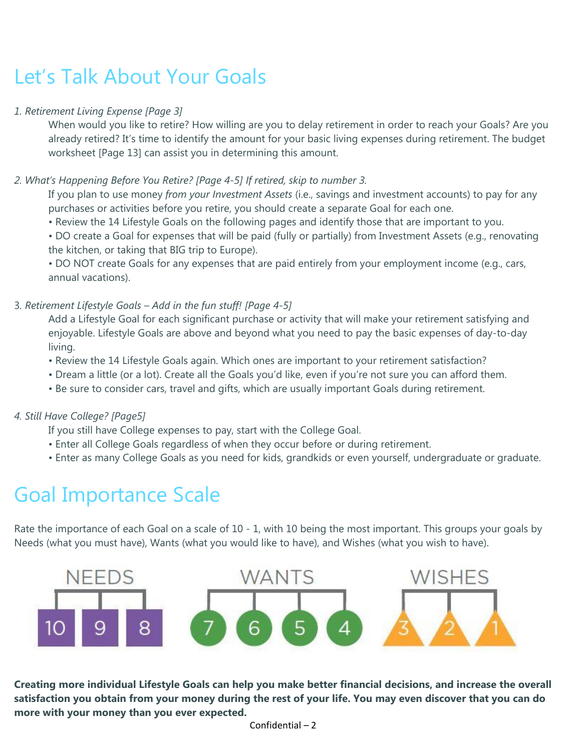# Let's Talk About Your Goals

*1. Retirement Living Expense [Page 3]*

When would you like to retire? How willing are you to delay retirement in order to reach your Goals? Are you already retired? It's time to identify the amount for your basic living expenses during retirement. The budget worksheet [Page 13] can assist you in determining this amount.

*2. What's Happening Before You Retire? [Page 4-5] If retired, skip to number 3.*

If you plan to use money *from your Investment Assets* (i.e., savings and investment accounts) to pay for any purchases or activities before you retire, you should create a separate Goal for each one.

- Review the 14 Lifestyle Goals on the following pages and identify those that are important to you.
- DO create a Goal for expenses that will be paid (fully or partially) from Investment Assets (e.g., renovating the kitchen, or taking that BIG trip to Europe).
- DO NOT create Goals for any expenses that are paid entirely from your employment income (e.g., cars, annual vacations).

3. *Retirement Lifestyle Goals – Add in the fun stuff! [Page 4-5]*

Add a Lifestyle Goal for each significant purchase or activity that will make your retirement satisfying and enjoyable. Lifestyle Goals are above and beyond what you need to pay the basic expenses of day-to-day living.

- Review the 14 Lifestyle Goals again. Which ones are important to your retirement satisfaction?
- Dream a little (or a lot). Create all the Goals you'd like, even if you're not sure you can afford them.
- Be sure to consider cars, travel and gifts, which are usually important Goals during retirement.

*4. Still Have College? [Page5]*

If you still have College expenses to pay, start with the College Goal.

- Enter all College Goals regardless of when they occur before or during retirement.
- Enter as many College Goals as you need for kids, grandkids or even yourself, undergraduate or graduate.

# Goal Importance Scale

Rate the importance of each Goal on a scale of 10 - 1, with 10 being the most important. This groups your goals by Needs (what you must have), Wants (what you would like to have), and Wishes (what you wish to have).

| NEEDS | | | WANTS | | | | WISHES | | |
|---|---|---|---|---|---|---|---|---|---|
| 10 | 9 | 8 | 7 | 6 | 5 | 4 | 3 | 2 | 1 |

**Creating more individual Lifestyle Goals can help you make better financial decisions, and increase the overall satisfaction you obtain from your money during the rest of your life. You may even discover that you can do more with your money than you ever expected.**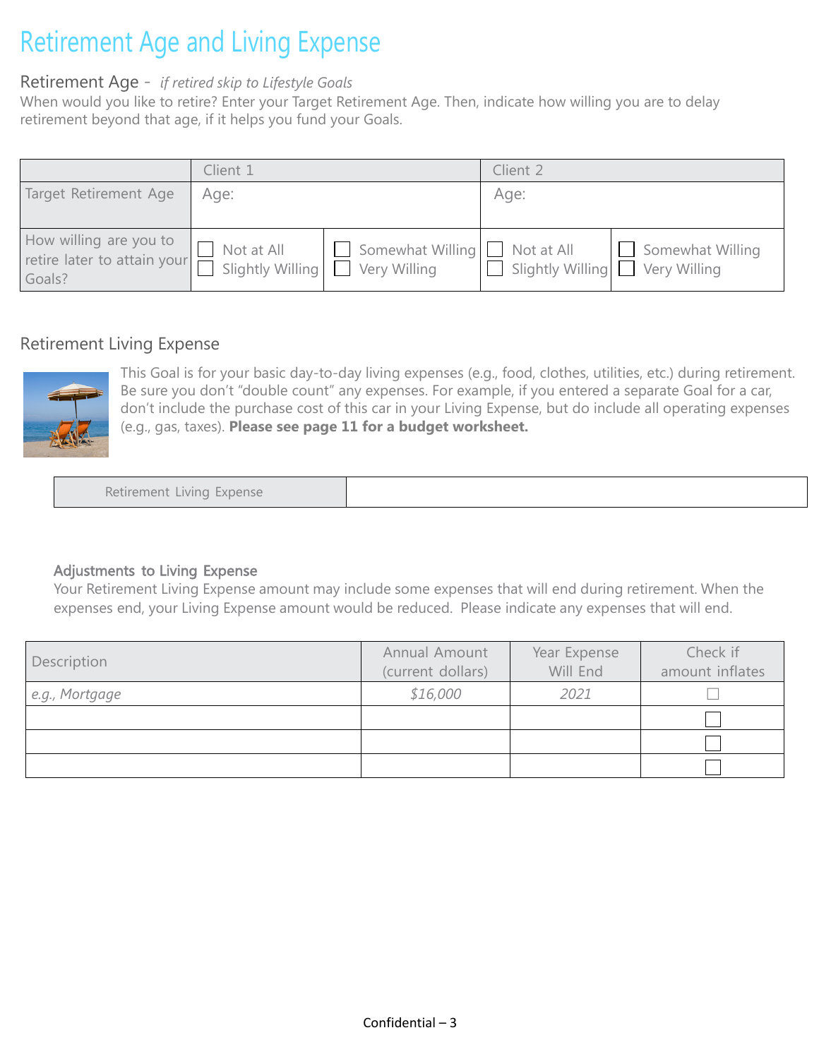# Retirement Age and Living Expense

## Retirement Age - *if retired skip to Lifestyle Goals*

When would you like to retire? Enter your Target Retirement Age. Then, indicate how willing you are to delay retirement beyond that age, if it helps you fund your Goals.

| | Client 1 | | Client 2 | |
|---|---|---|---|---|
| Target Retirement Age | Age: | | Age: | |
| How willing are you to retire later to attain your Goals? | ☐ Not at All<br>☐ Slightly Willing | ☐ Somewhat Willing<br>☐ Very Willing | ☐ Not at All<br>☐ Slightly Willing | ☐ Somewhat Willing<br>☐ Very Willing |

## Retirement Living Expense

This Goal is for your basic day-to-day living expenses (e.g., food, clothes, utilities, etc.) during retirement. Be sure you don't "double count" any expenses. For example, if you entered a separate Goal for a car, don't include the purchase cost of this car in your Living Expense, but do include all operating expenses (e.g., gas, taxes). **Please see page 11 for a budget worksheet.**

| Retirement Living Expense | |
|---|---|

### Adjustments to Living Expense

Your Retirement Living Expense amount may include some expenses that will end during retirement. When the expenses end, your Living Expense amount would be reduced. Please indicate any expenses that will end.

| Description | Annual Amount (current dollars) | Year Expense Will End | Check if amount inflates |
|---|---|---|---|
| *e.g., Mortgage* | *$16,000* | *2021* | ☐ |
| | | | ☐ |
| | | | ☐ |
| | | | ☐ |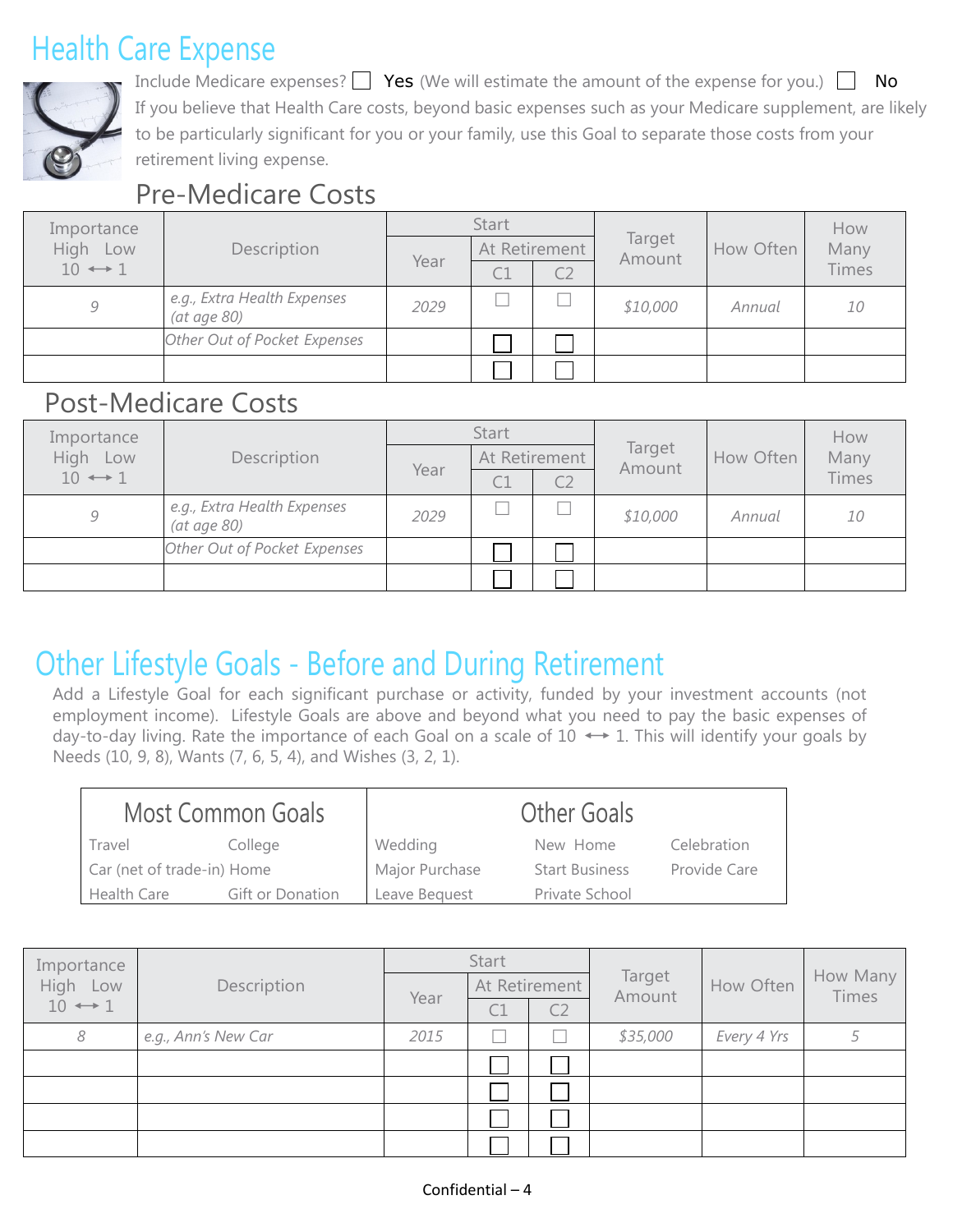# Health Care Expense

Include Medicare expenses? ☐ **Yes** (We will estimate the amount of the expense for you.) ☐ No

If you believe that Health Care costs, beyond basic expenses such as your Medicare supplement, are likely to be particularly significant for you or your family, use this Goal to separate those costs from your retirement living expense.

## Pre-Medicare Costs

| Importance High Low 10 ⟷ 1 | Description | Start | | | Target Amount | How Often | How Many Times |
|---|---|---|---|---|---|---|---|
| | | Year | At Retirement | | | | |
| | | | C1 | C2 | | | |
| *9* | *e.g., Extra Health Expenses (at age 80)* | *2029* | ☐ | ☐ | *$10,000* | *Annual* | *10* |
| | *Other Out of Pocket Expenses* | | ☐ | ☐ | | | |
| | | | ☐ | ☐ | | | |

## Post-Medicare Costs

| Importance High Low 10 ⟷ 1 | Description | Start | | | Target Amount | How Often | How Many Times |
|---|---|---|---|---|---|---|---|
| | | Year | At Retirement | | | | |
| | | | C1 | C2 | | | |
| *9* | *e.g., Extra Health Expenses (at age 80)* | *2029* | ☐ | ☐ | *$10,000* | *Annual* | *10* |
| | *Other Out of Pocket Expenses* | | ☐ | ☐ | | | |
| | | | ☐ | ☐ | | | |

# Other Lifestyle Goals - Before and During Retirement

Add a Lifestyle Goal for each significant purchase or activity, funded by your investment accounts (not employment income). Lifestyle Goals are above and beyond what you need to pay the basic expenses of day-to-day living. Rate the importance of each Goal on a scale of 10 ⟷ 1. This will identify your goals by Needs (10, 9, 8), Wants (7, 6, 5, 4), and Wishes (3, 2, 1).

| Most Common Goals | | Other Goals | | |
|---|---|---|---|---|
| Travel | College | Wedding | New Home | Celebration |
| Car (net of trade-in) | Home | Major Purchase | Start Business | Provide Care |
| Health Care | Gift or Donation | Leave Bequest | Private School | |

| Importance High Low 10 ⟷ 1 | Description | Start | | | Target Amount | How Often | How Many Times |
|---|---|---|---|---|---|---|---|
| | | Year | At Retirement | | | | |
| | | | C1 | C2 | | | |
| *8* | *e.g., Ann's New Car* | *2015* | ☐ | ☐ | *$35,000* | *Every 4 Yrs* | *5* |
| | | | ☐ | ☐ | | | |
| | | | ☐ | ☐ | | | |
| | | | ☐ | ☐ | | | |
| | | | ☐ | ☐ | | | |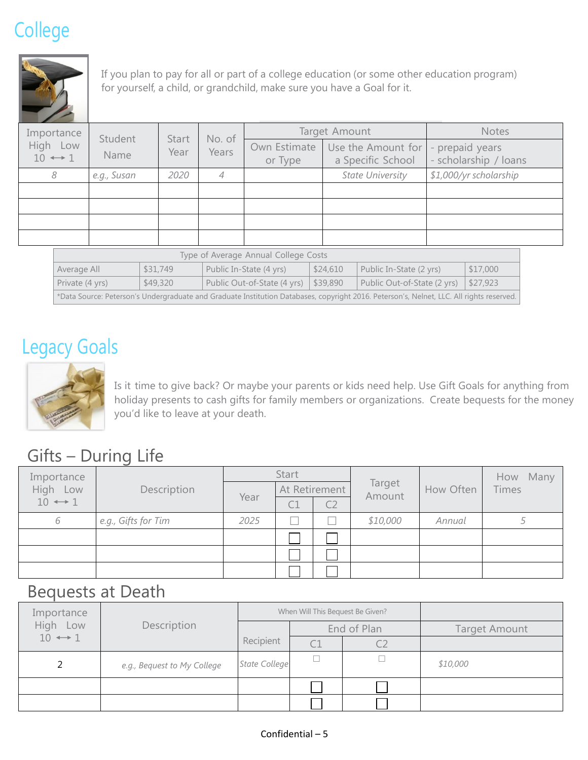# College

If you plan to pay for all or part of a college education (or some other education program) for yourself, a child, or grandchild, make sure you have a Goal for it.

| Importance High Low 10 ↔ 1 | Student Name | Start Year | No. of Years | Target Amount | | Notes |
|---|---|---|---|---|---|---|
| | | | | Own Estimate or Type | Use the Amount for a Specific School | - prepaid years - scholarship / loans |
| *8* | *e.g., Susan* | *2020* | *4* | | *State University* | *$1,000/yr scholarship* |
| | | | | | | |
| | | | | | | |
| | | | | | | |
| | | | | | | |

| Type of Average Annual College Costs | | | | | |
|---|---|---|---|---|---|
| Average All | $31,749 | Public In-State (4 yrs) | $24,610 | Public In-State (2 yrs) | $17,000 |
| Private (4 yrs) | $49,320 | Public Out-of-State (4 yrs) | $39,890 | Public Out-of-State (2 yrs) | $27,923 |

*Data Source: Peterson's Undergraduate and Graduate Institution Databases, copyright 2016. Peterson's, Nelnet, LLC. All rights reserved.

# Legacy Goals

Is it time to give back? Or maybe your parents or kids need help. Use Gift Goals for anything from holiday presents to cash gifts for family members or organizations. Create bequests for the money you'd like to leave at your death.

## Gifts – During Life

| Importance High Low 10 ↔ 1 | Description | Start | | | Target Amount | How Often | How Many Times |
|---|---|---|---|---|---|---|---|
| | | Year | At Retirement | | | | |
| | | | C1 | C2 | | | |
| *6* | *e.g., Gifts for Tim* | *2025* | ☐ | ☐ | *$10,000* | *Annual* | *5* |
| | | | ☐ | ☐ | | | |
| | | | ☐ | ☐ | | | |
| | | | ☐ | ☐ | | | |

## Bequests at Death

| Importance High Low 10 ↔ 1 | Description | When Will This Bequest Be Given? | | | Target Amount |
|---|---|---|---|---|---|
| | | Recipient | End of Plan | | |
| | | | C1 | C2 | |
| 2 | *e.g., Bequest to My College* | *State College* | ☐ | ☐ | *$10,000* |
| | | | ☐ | ☐ | |
| | | | ☐ | ☐ | |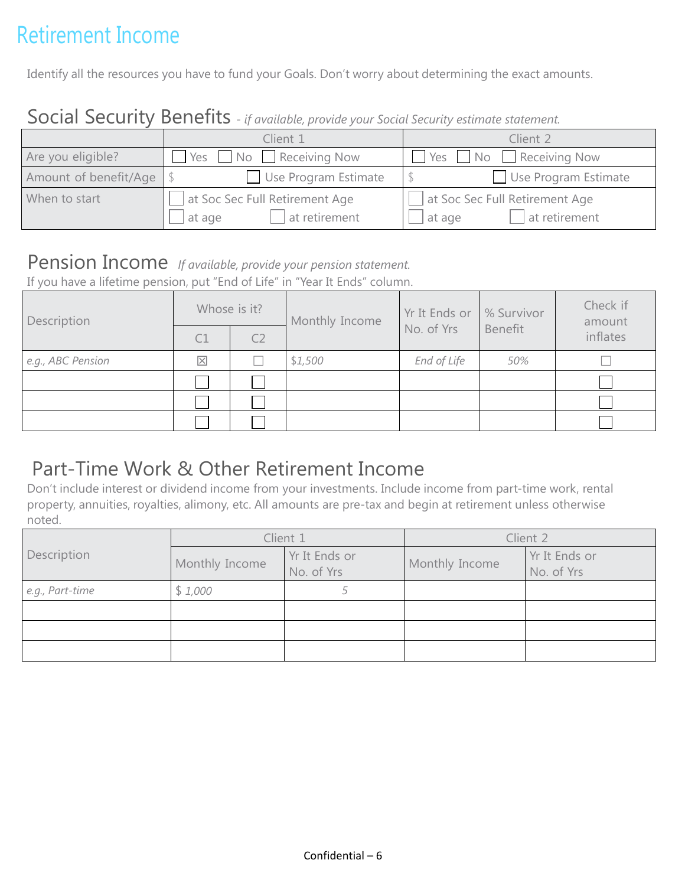# Retirement Income

Identify all the resources you have to fund your Goals. Don't worry about determining the exact amounts.

## Social Security Benefits *- if available, provide your Social Security estimate statement.*

| | Client 1 | Client 2 |
|---|---|---|
| Are you eligible? | ☐ Yes ☐ No ☐ Receiving Now | ☐ Yes ☐ No ☐ Receiving Now |
| Amount of benefit/Age | $ ☐ Use Program Estimate | $ ☐ Use Program Estimate |
| When to start | ☐ at Soc Sec Full Retirement Age<br>☐ at age ☐ at retirement | ☐ at Soc Sec Full Retirement Age<br>☐ at age ☐ at retirement |

## Pension Income *If available, provide your pension statement.*

If you have a lifetime pension, put "End of Life" in "Year It Ends" column.

| Description | Whose is it? | | Monthly Income | Yr It Ends or No. of Yrs | % Survivor Benefit | Check if amount inflates |
|---|---|---|---|---|---|---|
| | C1 | C2 | | | | |
| *e.g., ABC Pension* | ☒ | ☐ | *$1,500* | *End of Life* | *50%* | ☐ |
| | ☐ | ☐ | | | | ☐ |
| | ☐ | ☐ | | | | ☐ |
| | ☐ | ☐ | | | | ☐ |

## Part-Time Work & Other Retirement Income

Don't include interest or dividend income from your investments. Include income from part-time work, rental property, annuities, royalties, alimony, etc. All amounts are pre-tax and begin at retirement unless otherwise noted.

| Description | Client 1 | | Client 2 | |
|---|---|---|---|---|
| | Monthly Income | Yr It Ends or No. of Yrs | Monthly Income | Yr It Ends or No. of Yrs |
| *e.g., Part-time* | *$ 1,000* | *5* | | |
| | | | | |
| | | | | |
| | | | | |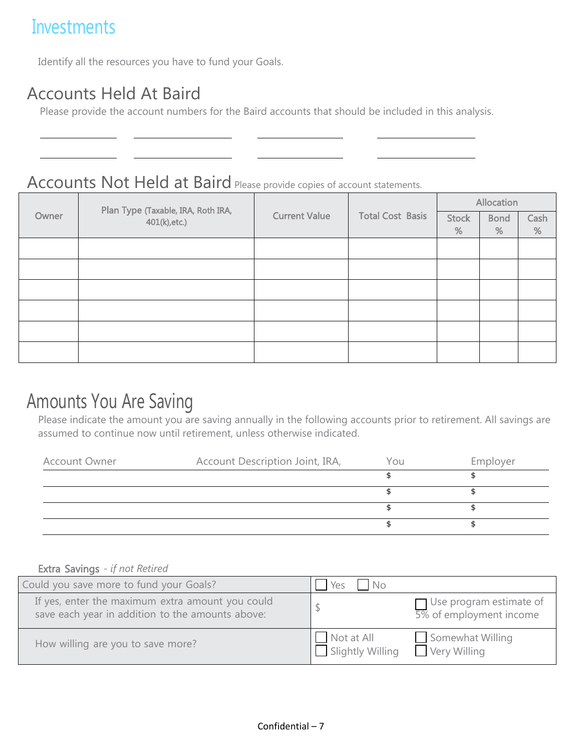# Investments

Identify all the resources you have to fund your Goals.

## Accounts Held At Baird

Please provide the account numbers for the Baird accounts that should be included in this analysis.

| | | | |
|---|---|---|---|
| | | | |
| | | | |

## Accounts Not Held at Baird

Please provide copies of account statements.

| Owner | Plan Type (Taxable, IRA, Roth IRA, 401(k),etc.) | Current Value | Total Cost Basis | Allocation | | |
|---|---|---|---|---|---|---|
| | | | | Stock % | Bond % | Cash % |
| | | | | | | |
| | | | | | | |
| | | | | | | |
| | | | | | | |
| | | | | | | |
| | | | | | | |

## Amounts You Are Saving

Please indicate the amount you are saving annually in the following accounts prior to retirement. All savings are assumed to continue now until retirement, unless otherwise indicated.

| Account Owner | Account Description Joint, IRA, | You | Employer |
|---|---|---|---|
| | | $ | $ |
| | | $ | $ |
| | | $ | $ |
| | | $ | $ |

**Extra Savings** *- if not Retired*

| | | |
|---|---|---|
| Could you save more to fund your Goals? | ☐ Yes ☐ No | |
| If yes, enter the maximum extra amount you could save each year in addition to the amounts above: | $ | ☐ Use program estimate of 5% of employment income |
| How willing are you to save more? | ☐ Not at All<br>☐ Slightly Willing | ☐ Somewhat Willing<br>☐ Very Willing |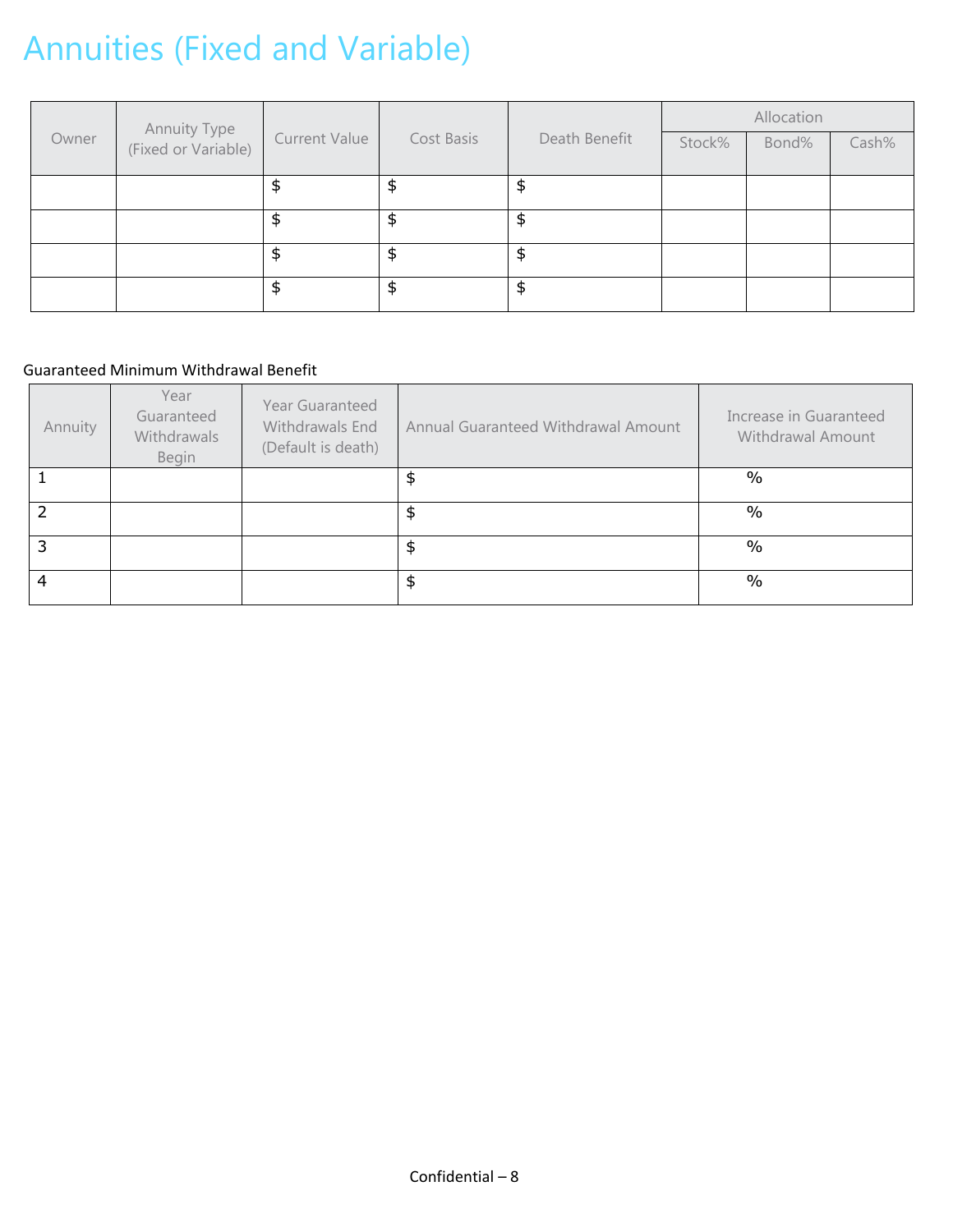# Annuities (Fixed and Variable)

| Owner | Annuity Type (Fixed or Variable) | Current Value | Cost Basis | Death Benefit | Allocation | | |
|---|---|---|---|---|---|---|---|
| | | | | | Stock% | Bond% | Cash% |
| | | $ | $ | $ | | | |
| | | $ | $ | $ | | | |
| | | $ | $ | $ | | | |
| | | $ | $ | $ | | | |

Guaranteed Minimum Withdrawal Benefit

| Annuity | Year Guaranteed Withdrawals Begin | Year Guaranteed Withdrawals End (Default is death) | Annual Guaranteed Withdrawal Amount | Increase in Guaranteed Withdrawal Amount |
|---|---|---|---|---|
| 1 | | | $ | % |
| 2 | | | $ | % |
| 3 | | | $ | % |
| 4 | | | $ | % |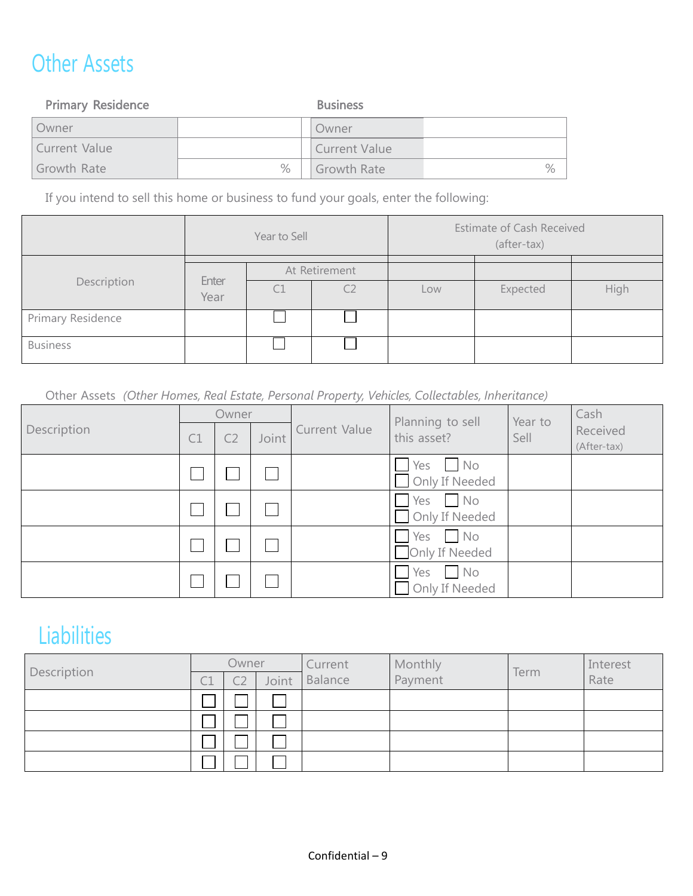# Other Assets

| Primary Residence | | Business | |
|---|---|---|---|
| Owner | | Owner | |
| Current Value | | Current Value | |
| Growth Rate | % | Growth Rate | % |

If you intend to sell this home or business to fund your goals, enter the following:

| Description | Year to Sell | | | Estimate of Cash Received (after-tax) | | |
|---|---|---|---|---|---|---|
| | Enter Year | At Retirement | | | | |
| | | C1 | C2 | Low | Expected | High |
| Primary Residence | | ☐ | ☐ | | | |
| Business | | ☐ | ☐ | | | |

Other Assets *(Other Homes, Real Estate, Personal Property, Vehicles, Collectables, Inheritance)*

| Description | Owner | | | Current Value | Planning to sell this asset? | Year to Sell | Cash Received (After-tax) |
|---|---|---|---|---|---|---|---|
| | C1 | C2 | Joint | | | | |
| | ☐ | ☐ | ☐ | | ☐ Yes ☐ No ☐ Only If Needed | | |
| | ☐ | ☐ | ☐ | | ☐ Yes ☐ No ☐ Only If Needed | | |
| | ☐ | ☐ | ☐ | | ☐ Yes ☐ No ☐ Only If Needed | | |
| | ☐ | ☐ | ☐ | | ☐ Yes ☐ No ☐ Only If Needed | | |

# Liabilities

| Description | Owner | | | Current Balance | Monthly Payment | Term | Interest Rate |
|---|---|---|---|---|---|---|---|
| | C1 | C2 | Joint | | | | |
| | ☐ | ☐ | ☐ | | | | |
| | ☐ | ☐ | ☐ | | | | |
| | ☐ | ☐ | ☐ | | | | |
| | ☐ | ☐ | ☐ | | | | |

Confidential – 9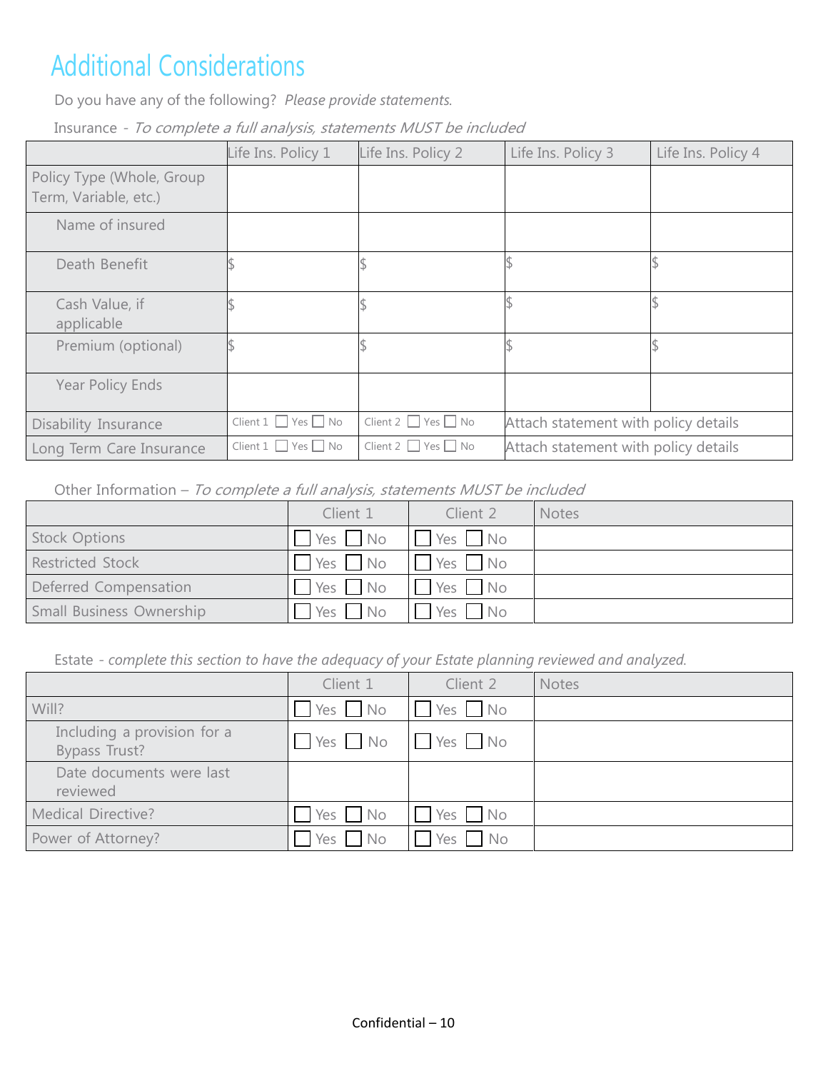# Additional Considerations

Do you have any of the following? *Please provide statements.*

Insurance - *To complete a full analysis, statements MUST be included*

| | Life Ins. Policy 1 | Life Ins. Policy 2 | Life Ins. Policy 3 | Life Ins. Policy 4 |
|---|---|---|---|---|
| Policy Type (Whole, Group Term, Variable, etc.) | | | | |
| Name of insured | | | | |
| Death Benefit | $ | $ | $ | $ |
| Cash Value, if applicable | $ | $ | $ | $ |
| Premium (optional) | $ | $ | $ | $ |
| Year Policy Ends | | | | |
| Disability Insurance | Client 1 ☐ Yes ☐ No | Client 2 ☐ Yes ☐ No | Attach statement with policy details | |
| Long Term Care Insurance | Client 1 ☐ Yes ☐ No | Client 2 ☐ Yes ☐ No | Attach statement with policy details | |

Other Information – *To complete a full analysis, statements MUST be included*

| | Client 1 | Client 2 | Notes |
|---|---|---|---|
| Stock Options | ☐ Yes ☐ No | ☐ Yes ☐ No | |
| Restricted Stock | ☐ Yes ☐ No | ☐ Yes ☐ No | |
| Deferred Compensation | ☐ Yes ☐ No | ☐ Yes ☐ No | |
| Small Business Ownership | ☐ Yes ☐ No | ☐ Yes ☐ No | |

Estate - *complete this section to have the adequacy of your Estate planning reviewed and analyzed.*

| | Client 1 | Client 2 | Notes |
|---|---|---|---|
| Will? | ☐ Yes ☐ No | ☐ Yes ☐ No | |
| Including a provision for a Bypass Trust? | ☐ Yes ☐ No | ☐ Yes ☐ No | |
| Date documents were last reviewed | | | |
| Medical Directive? | ☐ Yes ☐ No | ☐ Yes ☐ No | |
| Power of Attorney? | ☐ Yes ☐ No | ☐ Yes ☐ No | |

Confidential – 10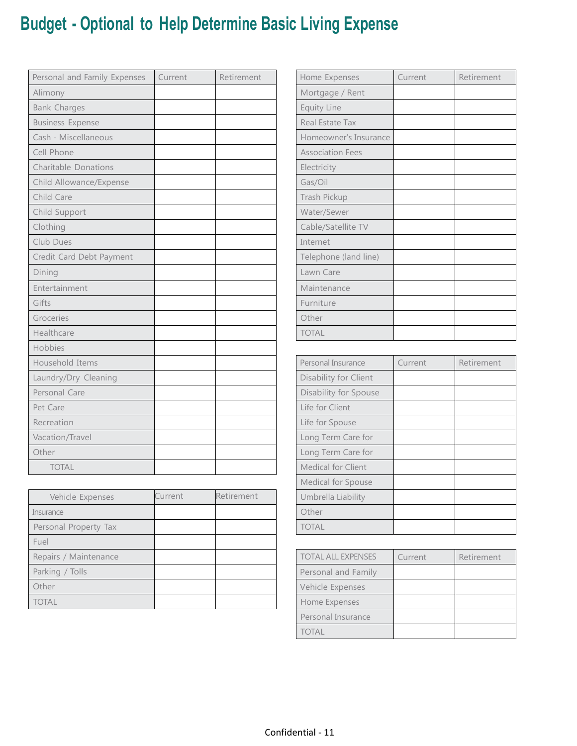# Budget - Optional to Help Determine Basic Living Expense

| Personal and Family Expenses | Current | Retirement |
|---|---|---|
| Alimony | | |
| Bank Charges | | |
| Business Expense | | |
| Cash - Miscellaneous | | |
| Cell Phone | | |
| Charitable Donations | | |
| Child Allowance/Expense | | |
| Child Care | | |
| Child Support | | |
| Clothing | | |
| Club Dues | | |
| Credit Card Debt Payment | | |
| Dining | | |
| Entertainment | | |
| Gifts | | |
| Groceries | | |
| Healthcare | | |
| Hobbies | | |
| Household Items | | |
| Laundry/Dry Cleaning | | |
| Personal Care | | |
| Pet Care | | |
| Recreation | | |
| Vacation/Travel | | |
| Other | | |
| TOTAL | | |

| Vehicle Expenses | Current | Retirement |
|---|---|---|
| Insurance | | |
| Personal Property Tax | | |
| Fuel | | |
| Repairs / Maintenance | | |
| Parking / Tolls | | |
| Other | | |
| TOTAL | | |

| Home Expenses | Current | Retirement |
|---|---|---|
| Mortgage / Rent | | |
| Equity Line | | |
| Real Estate Tax | | |
| Homeowner's Insurance | | |
| Association Fees | | |
| Electricity | | |
| Gas/Oil | | |
| Trash Pickup | | |
| Water/Sewer | | |
| Cable/Satellite TV | | |
| Internet | | |
| Telephone (land line) | | |
| Lawn Care | | |
| Maintenance | | |
| Furniture | | |
| Other | | |
| TOTAL | | |

| Personal Insurance | Current | Retirement |
|---|---|---|
| Disability for Client | | |
| Disability for Spouse | | |
| Life for Client | | |
| Life for Spouse | | |
| Long Term Care for | | |
| Long Term Care for | | |
| Medical for Client | | |
| Medical for Spouse | | |
| Umbrella Liability | | |
| Other | | |
| TOTAL | | |

| TOTAL ALL EXPENSES | Current | Retirement |
|---|---|---|
| Personal and Family | | |
| Vehicle Expenses | | |
| Home Expenses | | |
| Personal Insurance | | |
| TOTAL | | |

Confidential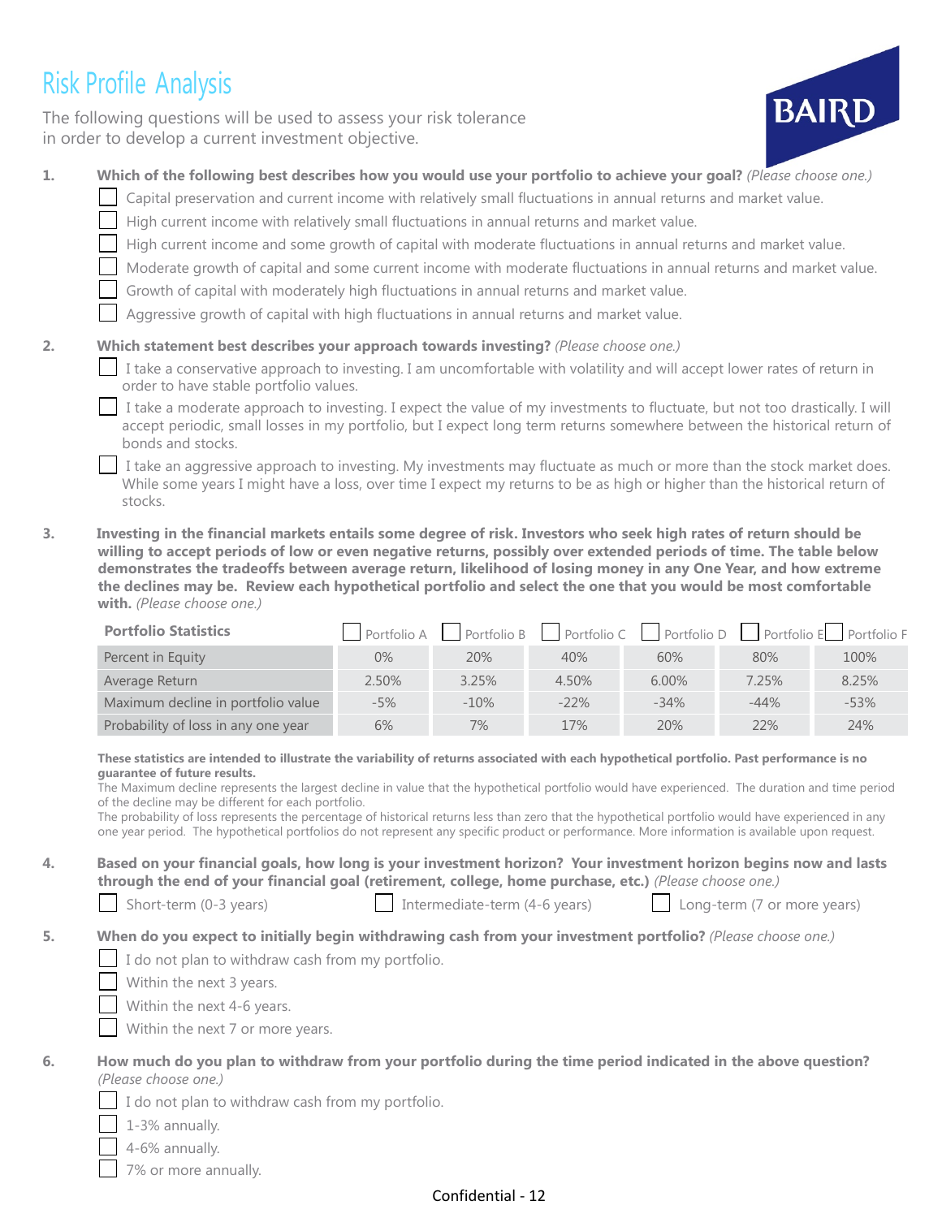# Risk Profile Analysis

The following questions will be used to assess your risk tolerance in order to develop a current investment objective.

BAIRD

1. **Which of the following best describes how you would use your portfolio to achieve your goal?** *(Please choose one.)*
   - ☐ Capital preservation and current income with relatively small fluctuations in annual returns and market value.
   - ☐ High current income with relatively small fluctuations in annual returns and market value.
   - ☐ High current income and some growth of capital with moderate fluctuations in annual returns and market value.
   - ☐ Moderate growth of capital and some current income with moderate fluctuations in annual returns and market value.
   - ☐ Growth of capital with moderately high fluctuations in annual returns and market value.
   - ☐ Aggressive growth of capital with high fluctuations in annual returns and market value.

2. **Which statement best describes your approach towards investing?** *(Please choose one.)*
   - ☐ I take a conservative approach to investing. I am uncomfortable with volatility and will accept lower rates of return in order to have stable portfolio values.
   - ☐ I take a moderate approach to investing. I expect the value of my investments to fluctuate, but not too drastically. I will accept periodic, small losses in my portfolio, but I expect long term returns somewhere between the historical return of bonds and stocks.
   - ☐ I take an aggressive approach to investing. My investments may fluctuate as much or more than the stock market does. While some years I might have a loss, over time I expect my returns to be as high or higher than the historical return of stocks.

3. **Investing in the financial markets entails some degree of risk. Investors who seek high rates of return should be willing to accept periods of low or even negative returns, possibly over extended periods of time. The table below demonstrates the tradeoffs between average return, likelihood of losing money in any One Year, and how extreme the declines may be. Review each hypothetical portfolio and select the one that you would be most comfortable with.** *(Please choose one.)*

| Portfolio Statistics | ☐ Portfolio A | ☐ Portfolio B | ☐ Portfolio C | ☐ Portfolio D | ☐ Portfolio E | ☐ Portfolio F |
|---|---|---|---|---|---|---|
| Percent in Equity | 0% | 20% | 40% | 60% | 80% | 100% |
| Average Return | 2.50% | 3.25% | 4.50% | 6.00% | 7.25% | 8.25% |
| Maximum decline in portfolio value | -5% | -10% | -22% | -34% | -44% | -53% |
| Probability of loss in any one year | 6% | 7% | 17% | 20% | 22% | 24% |

**These statistics are intended to illustrate the variability of returns associated with each hypothetical portfolio. Past performance is no guarantee of future results.**
The Maximum decline represents the largest decline in value that the hypothetical portfolio would have experienced. The duration and time period of the decline may be different for each portfolio.
The probability of loss represents the percentage of historical returns less than zero that the hypothetical portfolio would have experienced in any one year period. The hypothetical portfolios do not represent any specific product or performance. More information is available upon request.

4. **Based on your financial goals, how long is your investment horizon? Your investment horizon begins now and lasts through the end of your financial goal (retirement, college, home purchase, etc.)** *(Please choose one.)*
   - ☐ Short-term (0-3 years)
   - ☐ Intermediate-term (4-6 years)
   - ☐ Long-term (7 or more years)

5. **When do you expect to initially begin withdrawing cash from your investment portfolio?** *(Please choose one.)*
   - ☐ I do not plan to withdraw cash from my portfolio.
   - ☐ Within the next 3 years.
   - ☐ Within the next 4-6 years.
   - ☐ Within the next 7 or more years.

6. **How much do you plan to withdraw from your portfolio during the time period indicated in the above question?** *(Please choose one.)*
   - ☐ I do not plan to withdraw cash from my portfolio.
   - ☐ 1-3% annually.
   - ☐ 4-6% annually.
   - ☐ 7% or more annually.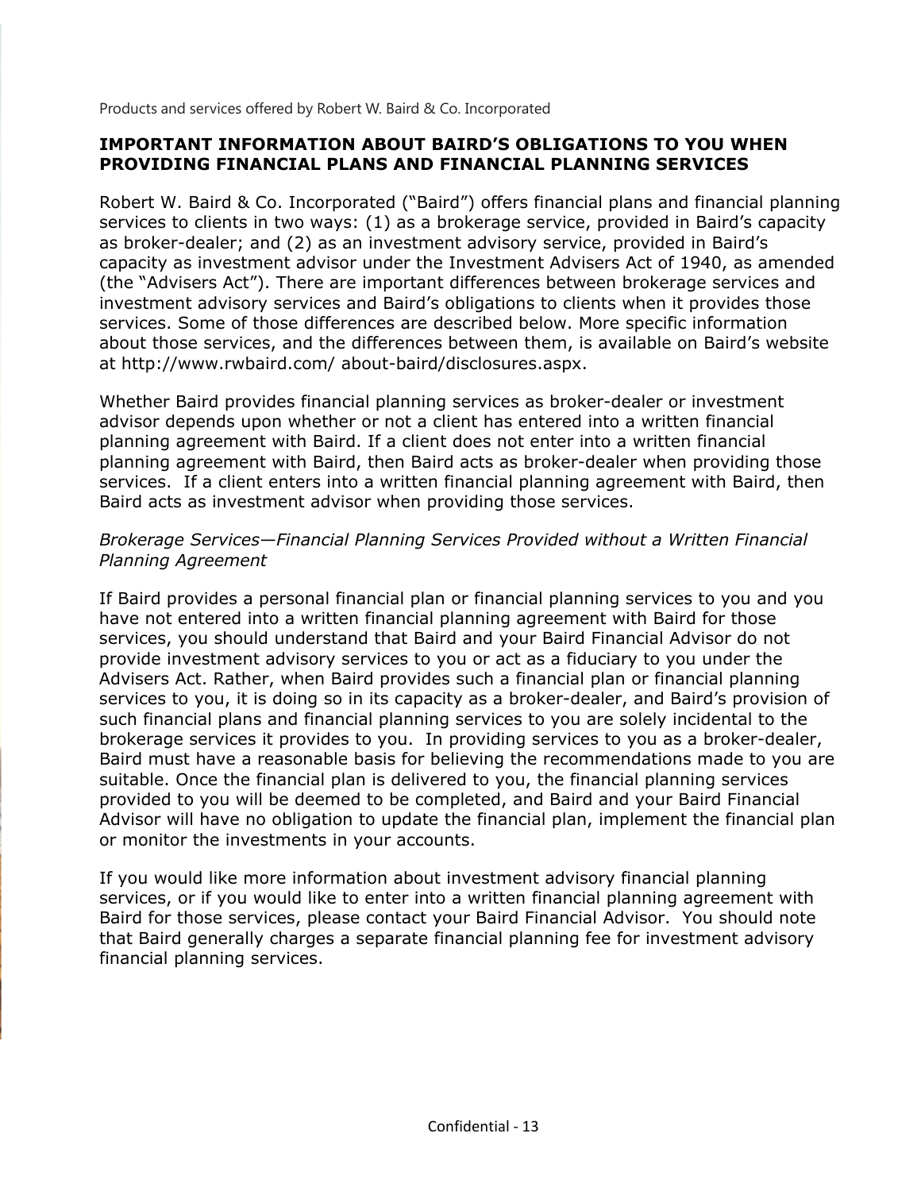Products and services offered by Robert W. Baird & Co. Incorporated

## IMPORTANT INFORMATION ABOUT BAIRD'S OBLIGATIONS TO YOU WHEN PROVIDING FINANCIAL PLANS AND FINANCIAL PLANNING SERVICES

Robert W. Baird & Co. Incorporated ("Baird") offers financial plans and financial planning services to clients in two ways: (1) as a brokerage service, provided in Baird's capacity as broker-dealer; and (2) as an investment advisory service, provided in Baird's capacity as investment advisor under the Investment Advisers Act of 1940, as amended (the "Advisers Act"). There are important differences between brokerage services and investment advisory services and Baird's obligations to clients when it provides those services. Some of those differences are described below. More specific information about those services, and the differences between them, is available on Baird's website at http://www.rwbaird.com/ about-baird/disclosures.aspx.

Whether Baird provides financial planning services as broker-dealer or investment advisor depends upon whether or not a client has entered into a written financial planning agreement with Baird. If a client does not enter into a written financial planning agreement with Baird, then Baird acts as broker-dealer when providing those services. If a client enters into a written financial planning agreement with Baird, then Baird acts as investment advisor when providing those services.

*Brokerage Services—Financial Planning Services Provided without a Written Financial Planning Agreement*

If Baird provides a personal financial plan or financial planning services to you and you have not entered into a written financial planning agreement with Baird for those services, you should understand that Baird and your Baird Financial Advisor do not provide investment advisory services to you or act as a fiduciary to you under the Advisers Act. Rather, when Baird provides such a financial plan or financial planning services to you, it is doing so in its capacity as a broker-dealer, and Baird's provision of such financial plans and financial planning services to you are solely incidental to the brokerage services it provides to you. In providing services to you as a broker-dealer, Baird must have a reasonable basis for believing the recommendations made to you are suitable. Once the financial plan is delivered to you, the financial planning services provided to you will be deemed to be completed, and Baird and your Baird Financial Advisor will have no obligation to update the financial plan, implement the financial plan or monitor the investments in your accounts.

If you would like more information about investment advisory financial planning services, or if you would like to enter into a written financial planning agreement with Baird for those services, please contact your Baird Financial Advisor. You should note that Baird generally charges a separate financial planning fee for investment advisory financial planning services.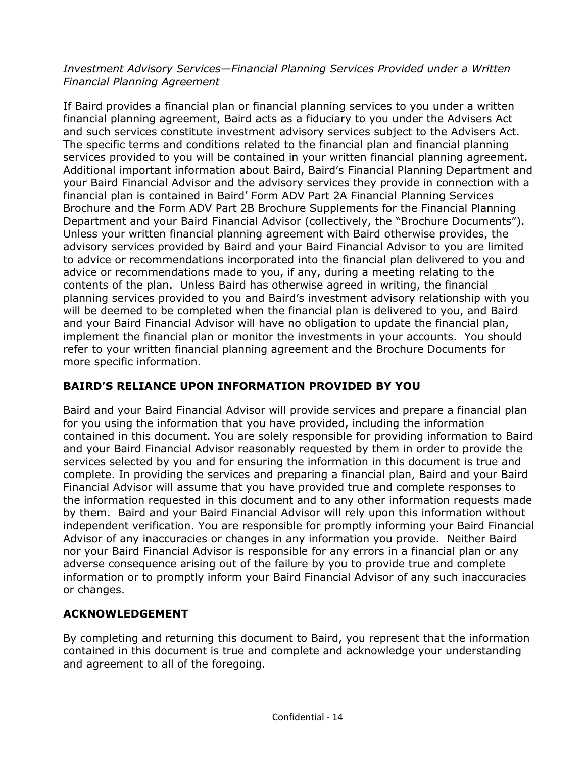*Investment Advisory Services—Financial Planning Services Provided under a Written Financial Planning Agreement*

If Baird provides a financial plan or financial planning services to you under a written financial planning agreement, Baird acts as a fiduciary to you under the Advisers Act and such services constitute investment advisory services subject to the Advisers Act. The specific terms and conditions related to the financial plan and financial planning services provided to you will be contained in your written financial planning agreement. Additional important information about Baird, Baird's Financial Planning Department and your Baird Financial Advisor and the advisory services they provide in connection with a financial plan is contained in Baird' Form ADV Part 2A Financial Planning Services Brochure and the Form ADV Part 2B Brochure Supplements for the Financial Planning Department and your Baird Financial Advisor (collectively, the "Brochure Documents"). Unless your written financial planning agreement with Baird otherwise provides, the advisory services provided by Baird and your Baird Financial Advisor to you are limited to advice or recommendations incorporated into the financial plan delivered to you and advice or recommendations made to you, if any, during a meeting relating to the contents of the plan. Unless Baird has otherwise agreed in writing, the financial planning services provided to you and Baird's investment advisory relationship with you will be deemed to be completed when the financial plan is delivered to you, and Baird and your Baird Financial Advisor will have no obligation to update the financial plan, implement the financial plan or monitor the investments in your accounts. You should refer to your written financial planning agreement and the Brochure Documents for more specific information.

## BAIRD'S RELIANCE UPON INFORMATION PROVIDED BY YOU

Baird and your Baird Financial Advisor will provide services and prepare a financial plan for you using the information that you have provided, including the information contained in this document. You are solely responsible for providing information to Baird and your Baird Financial Advisor reasonably requested by them in order to provide the services selected by you and for ensuring the information in this document is true and complete. In providing the services and preparing a financial plan, Baird and your Baird Financial Advisor will assume that you have provided true and complete responses to the information requested in this document and to any other information requests made by them. Baird and your Baird Financial Advisor will rely upon this information without independent verification. You are responsible for promptly informing your Baird Financial Advisor of any inaccuracies or changes in any information you provide. Neither Baird nor your Baird Financial Advisor is responsible for any errors in a financial plan or any adverse consequence arising out of the failure by you to provide true and complete information or to promptly inform your Baird Financial Advisor of any such inaccuracies or changes.

## ACKNOWLEDGEMENT

By completing and returning this document to Baird, you represent that the information contained in this document is true and complete and acknowledge your understanding and agreement to all of the foregoing.

Confidential - 14